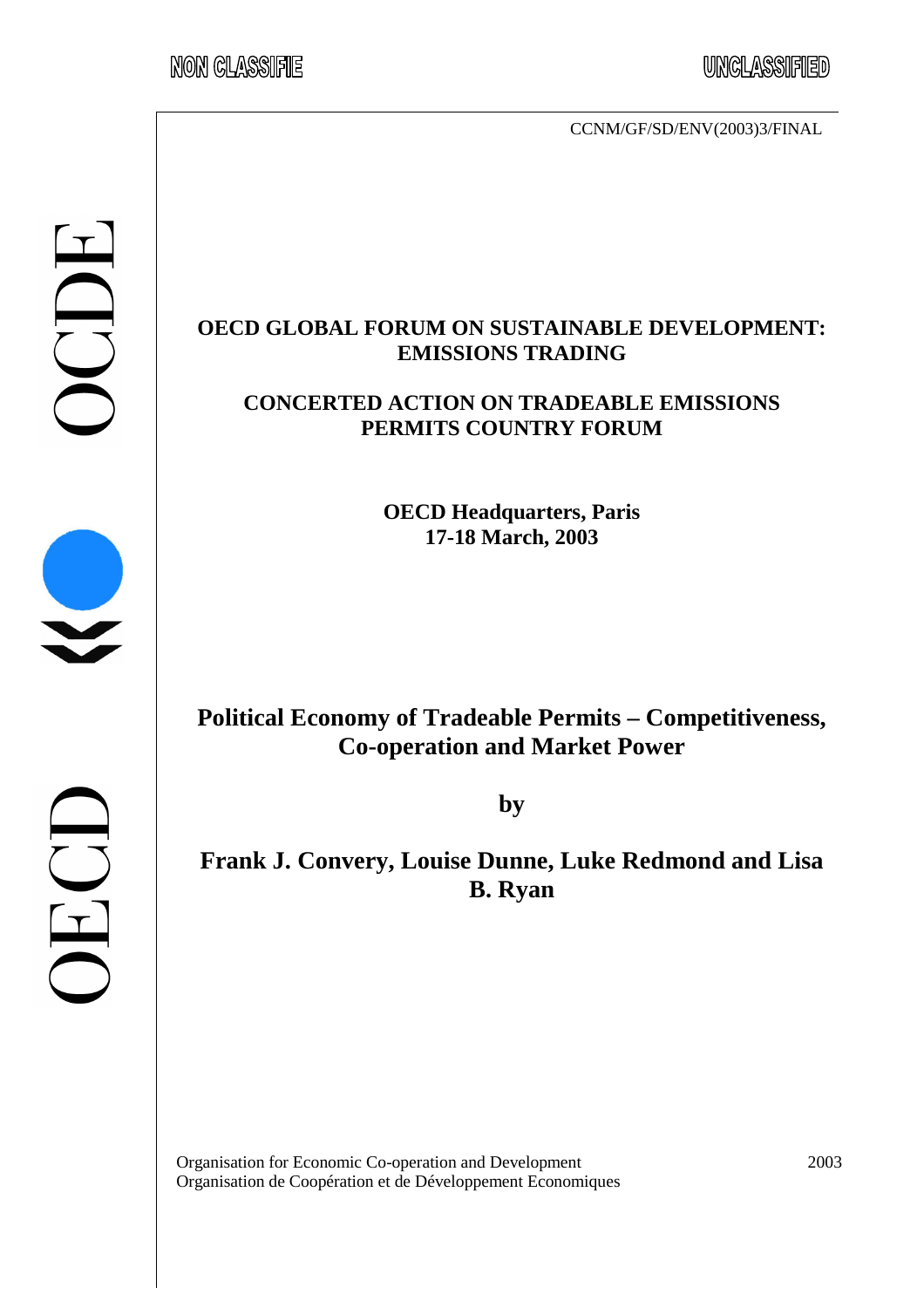NON CLASSIFIE

UNCLASSIFIED

CCNM/GF/SD/ENV(2003)3/FINAL

**OECD GLOBAL FORUM ON SUSTAINABLE DEVELOPMENT: EMISSIONS TRADING**

**CONCERTED ACTION ON TRADEABLE EMISSIONS PERMITS COUNTRY FORUM**

**OECD Headquarters, Paris**
**17-18 March, 2003**

# Political Economy of Tradeable Permits – Competitiveness, Co-operation and Market Power

**by**

## Frank J. Convery, Louise Dunne, Luke Redmond and Lisa B. Ryan

Organisation for Economic Co-operation and Development
Organisation de Coopération et de Développement Economiques

2003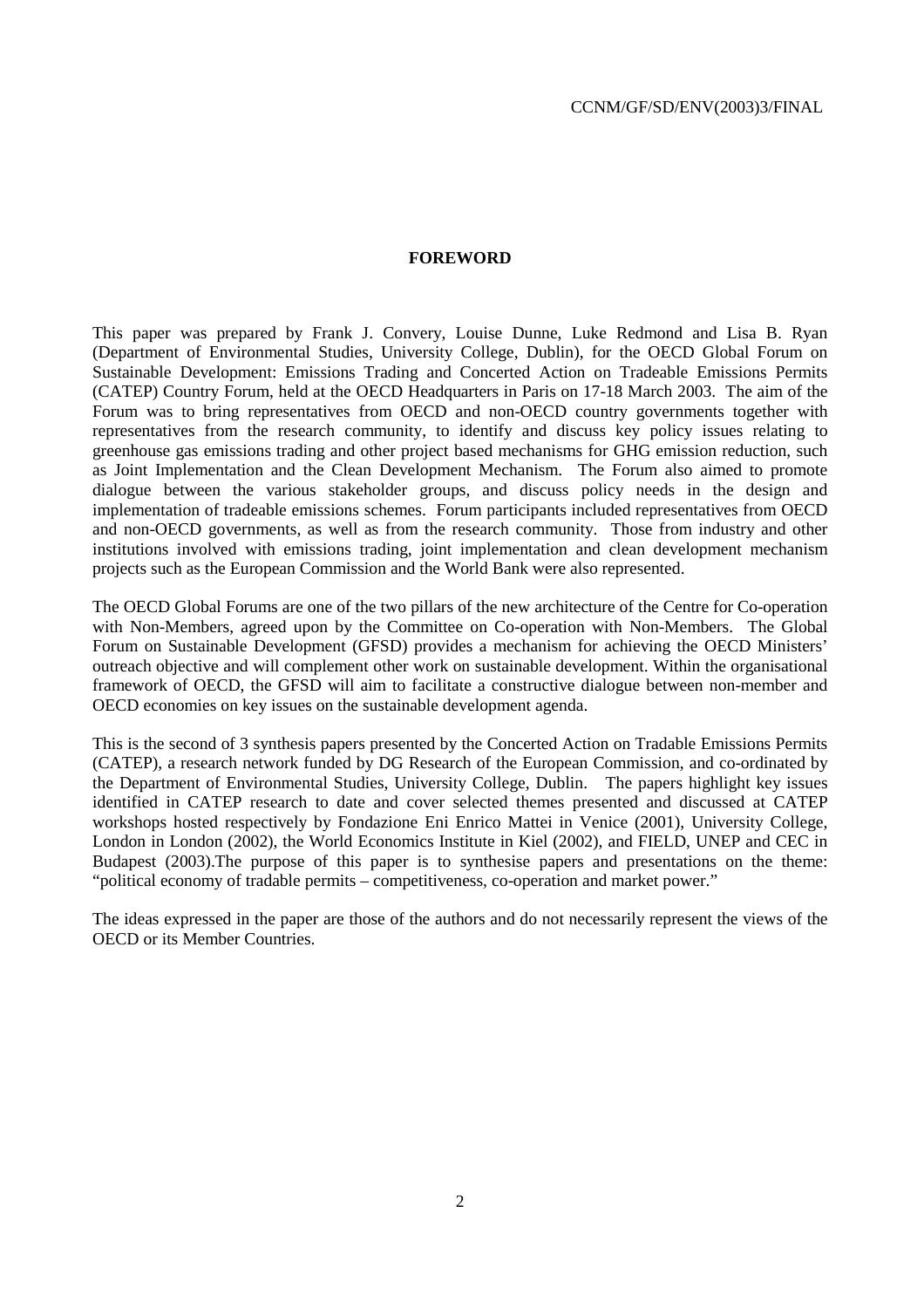## FOREWORD

This paper was prepared by Frank J. Convery, Louise Dunne, Luke Redmond and Lisa B. Ryan (Department of Environmental Studies, University College, Dublin), for the OECD Global Forum on Sustainable Development: Emissions Trading and Concerted Action on Tradeable Emissions Permits (CATEP) Country Forum, held at the OECD Headquarters in Paris on 17-18 March 2003. The aim of the Forum was to bring representatives from OECD and non-OECD country governments together with representatives from the research community, to identify and discuss key policy issues relating to greenhouse gas emissions trading and other project based mechanisms for GHG emission reduction, such as Joint Implementation and the Clean Development Mechanism. The Forum also aimed to promote dialogue between the various stakeholder groups, and discuss policy needs in the design and implementation of tradeable emissions schemes. Forum participants included representatives from OECD and non-OECD governments, as well as from the research community. Those from industry and other institutions involved with emissions trading, joint implementation and clean development mechanism projects such as the European Commission and the World Bank were also represented.

The OECD Global Forums are one of the two pillars of the new architecture of the Centre for Co-operation with Non-Members, agreed upon by the Committee on Co-operation with Non-Members. The Global Forum on Sustainable Development (GFSD) provides a mechanism for achieving the OECD Ministers' outreach objective and will complement other work on sustainable development. Within the organisational framework of OECD, the GFSD will aim to facilitate a constructive dialogue between non-member and OECD economies on key issues on the sustainable development agenda.

This is the second of 3 synthesis papers presented by the Concerted Action on Tradable Emissions Permits (CATEP), a research network funded by DG Research of the European Commission, and co-ordinated by the Department of Environmental Studies, University College, Dublin. The papers highlight key issues identified in CATEP research to date and cover selected themes presented and discussed at CATEP workshops hosted respectively by Fondazione Eni Enrico Mattei in Venice (2001), University College, London in London (2002), the World Economics Institute in Kiel (2002), and FIELD, UNEP and CEC in Budapest (2003).The purpose of this paper is to synthesise papers and presentations on the theme: "political economy of tradable permits – competitiveness, co-operation and market power."

The ideas expressed in the paper are those of the authors and do not necessarily represent the views of the OECD or its Member Countries.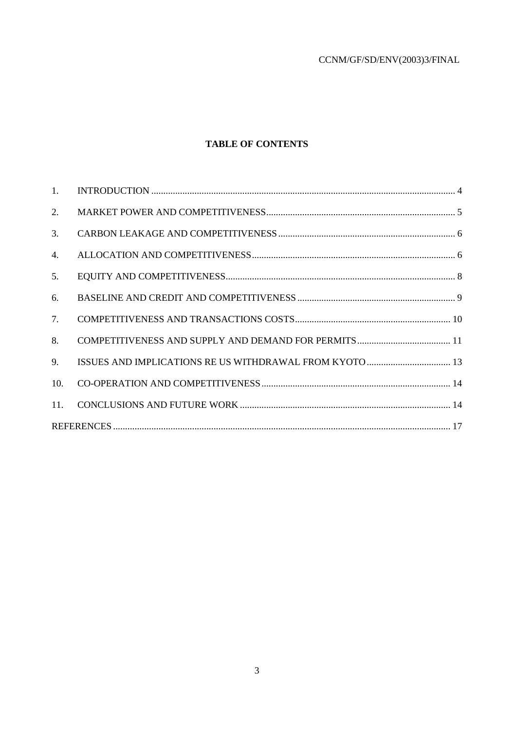**TABLE OF CONTENTS**

1. INTRODUCTION ... 4
2. MARKET POWER AND COMPETITIVENESS ... 5
3. CARBON LEAKAGE AND COMPETITIVENESS ... 6
4. ALLOCATION AND COMPETITIVENESS ... 6
5. EQUITY AND COMPETITIVENESS ... 8
6. BASELINE AND CREDIT AND COMPETITIVENESS ... 9
7. COMPETITIVENESS AND TRANSACTIONS COSTS ... 10
8. COMPETITIVENESS AND SUPPLY AND DEMAND FOR PERMITS ... 11
9. ISSUES AND IMPLICATIONS RE US WITHDRAWAL FROM KYOTO ... 13
10. CO-OPERATION AND COMPETITIVENESS ... 14
11. CONCLUSIONS AND FUTURE WORK ... 14

REFERENCES ... 17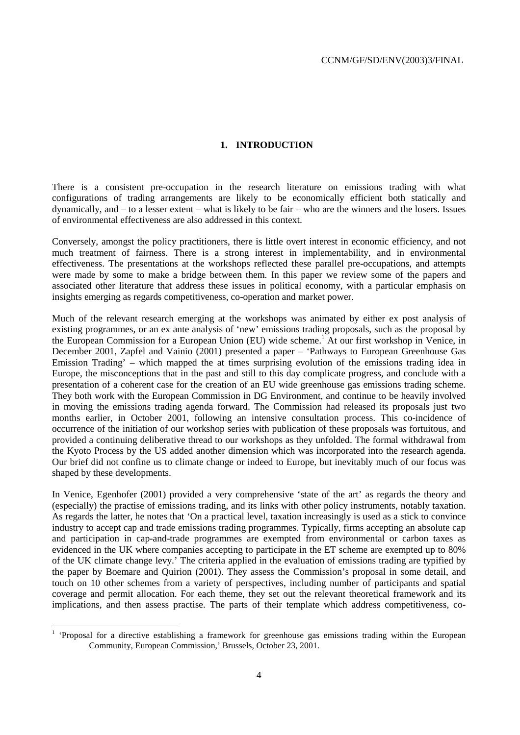## 1. INTRODUCTION

There is a consistent pre-occupation in the research literature on emissions trading with what configurations of trading arrangements are likely to be economically efficient both statically and dynamically, and – to a lesser extent – what is likely to be fair – who are the winners and the losers. Issues of environmental effectiveness are also addressed in this context.

Conversely, amongst the policy practitioners, there is little overt interest in economic efficiency, and not much treatment of fairness. There is a strong interest in implementability, and in environmental effectiveness. The presentations at the workshops reflected these parallel pre-occupations, and attempts were made by some to make a bridge between them. In this paper we review some of the papers and associated other literature that address these issues in political economy, with a particular emphasis on insights emerging as regards competitiveness, co-operation and market power.

Much of the relevant research emerging at the workshops was animated by either ex post analysis of existing programmes, or an ex ante analysis of 'new' emissions trading proposals, such as the proposal by the European Commission for a European Union (EU) wide scheme.[1] At our first workshop in Venice, in December 2001, Zapfel and Vainio (2001) presented a paper – 'Pathways to European Greenhouse Gas Emission Trading' – which mapped the at times surprising evolution of the emissions trading idea in Europe, the misconceptions that in the past and still to this day complicate progress, and conclude with a presentation of a coherent case for the creation of an EU wide greenhouse gas emissions trading scheme. They both work with the European Commission in DG Environment, and continue to be heavily involved in moving the emissions trading agenda forward. The Commission had released its proposals just two months earlier, in October 2001, following an intensive consultation process. This co-incidence of occurrence of the initiation of our workshop series with publication of these proposals was fortuitous, and provided a continuing deliberative thread to our workshops as they unfolded. The formal withdrawal from the Kyoto Process by the US added another dimension which was incorporated into the research agenda. Our brief did not confine us to climate change or indeed to Europe, but inevitably much of our focus was shaped by these developments.

In Venice, Egenhofer (2001) provided a very comprehensive 'state of the art' as regards the theory and (especially) the practise of emissions trading, and its links with other policy instruments, notably taxation. As regards the latter, he notes that 'On a practical level, taxation increasingly is used as a stick to convince industry to accept cap and trade emissions trading programmes. Typically, firms accepting an absolute cap and participation in cap-and-trade programmes are exempted from environmental or carbon taxes as evidenced in the UK where companies accepting to participate in the ET scheme are exempted up to 80% of the UK climate change levy.' The criteria applied in the evaluation of emissions trading are typified by the paper by Boemare and Quirion (2001). They assess the Commission's proposal in some detail, and touch on 10 other schemes from a variety of perspectives, including number of participants and spatial coverage and permit allocation. For each theme, they set out the relevant theoretical framework and its implications, and then assess practise. The parts of their template which address competitiveness, co-

[1] 'Proposal for a directive establishing a framework for greenhouse gas emissions trading within the European Community, European Commission,' Brussels, October 23, 2001.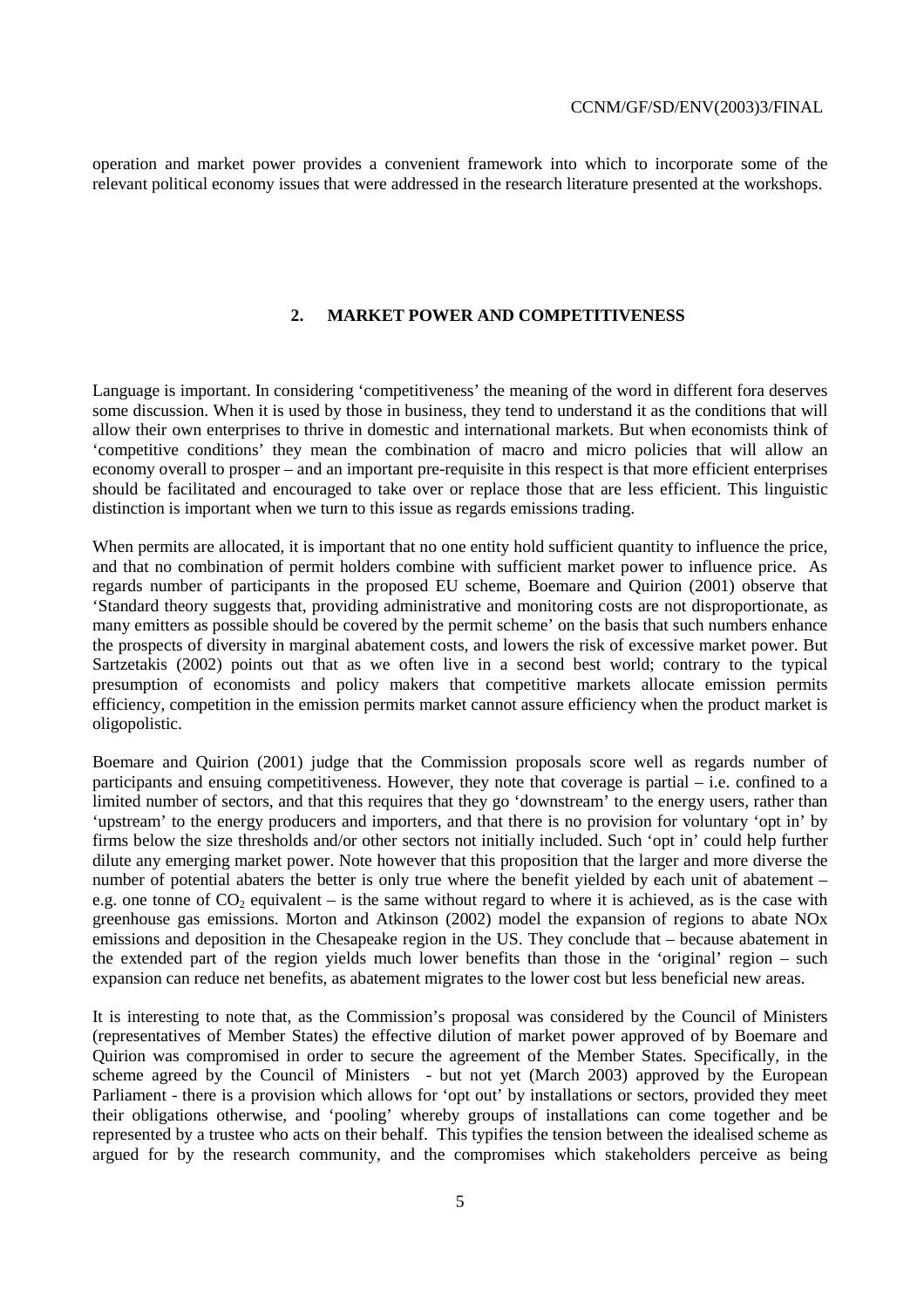operation and market power provides a convenient framework into which to incorporate some of the relevant political economy issues that were addressed in the research literature presented at the workshops.

## 2. MARKET POWER AND COMPETITIVENESS

Language is important. In considering 'competitiveness' the meaning of the word in different fora deserves some discussion. When it is used by those in business, they tend to understand it as the conditions that will allow their own enterprises to thrive in domestic and international markets. But when economists think of 'competitive conditions' they mean the combination of macro and micro policies that will allow an economy overall to prosper – and an important pre-requisite in this respect is that more efficient enterprises should be facilitated and encouraged to take over or replace those that are less efficient. This linguistic distinction is important when we turn to this issue as regards emissions trading.

When permits are allocated, it is important that no one entity hold sufficient quantity to influence the price, and that no combination of permit holders combine with sufficient market power to influence price. As regards number of participants in the proposed EU scheme, Boemare and Quirion (2001) observe that 'Standard theory suggests that, providing administrative and monitoring costs are not disproportionate, as many emitters as possible should be covered by the permit scheme' on the basis that such numbers enhance the prospects of diversity in marginal abatement costs, and lowers the risk of excessive market power. But Sartzetakis (2002) points out that as we often live in a second best world; contrary to the typical presumption of economists and policy makers that competitive markets allocate emission permits efficiency, competition in the emission permits market cannot assure efficiency when the product market is oligopolistic.

Boemare and Quirion (2001) judge that the Commission proposals score well as regards number of participants and ensuing competitiveness. However, they note that coverage is partial – i.e. confined to a limited number of sectors, and that this requires that they go 'downstream' to the energy users, rather than 'upstream' to the energy producers and importers, and that there is no provision for voluntary 'opt in' by firms below the size thresholds and/or other sectors not initially included. Such 'opt in' could help further dilute any emerging market power. Note however that this proposition that the larger and more diverse the number of potential abaters the better is only true where the benefit yielded by each unit of abatement – e.g. one tonne of $CO_2$ equivalent – is the same without regard to where it is achieved, as is the case with greenhouse gas emissions. Morton and Atkinson (2002) model the expansion of regions to abate NOx emissions and deposition in the Chesapeake region in the US. They conclude that – because abatement in the extended part of the region yields much lower benefits than those in the 'original' region – such expansion can reduce net benefits, as abatement migrates to the lower cost but less beneficial new areas.

It is interesting to note that, as the Commission's proposal was considered by the Council of Ministers (representatives of Member States) the effective dilution of market power approved of by Boemare and Quirion was compromised in order to secure the agreement of the Member States. Specifically, in the scheme agreed by the Council of Ministers - but not yet (March 2003) approved by the European Parliament - there is a provision which allows for 'opt out' by installations or sectors, provided they meet their obligations otherwise, and 'pooling' whereby groups of installations can come together and be represented by a trustee who acts on their behalf. This typifies the tension between the idealised scheme as argued for by the research community, and the compromises which stakeholders perceive as being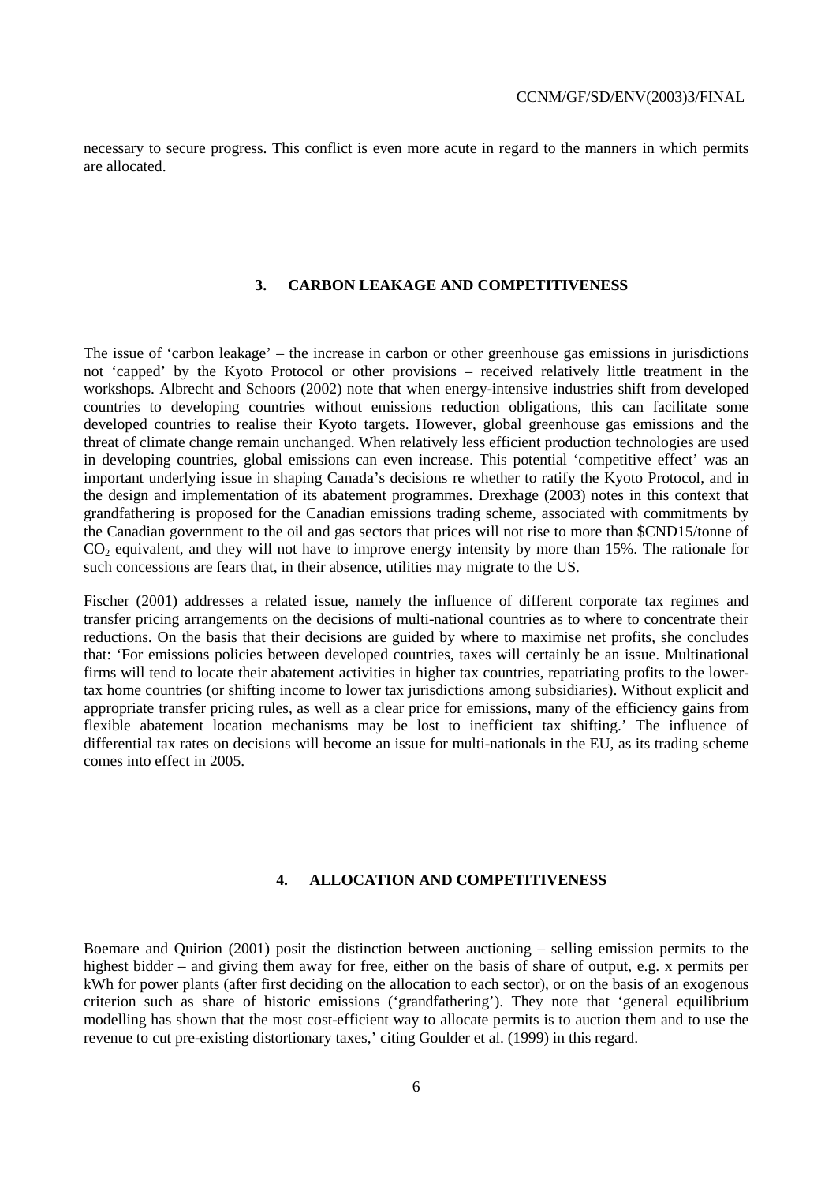necessary to secure progress. This conflict is even more acute in regard to the manners in which permits are allocated.

## 3. CARBON LEAKAGE AND COMPETITIVENESS

The issue of 'carbon leakage' – the increase in carbon or other greenhouse gas emissions in jurisdictions not 'capped' by the Kyoto Protocol or other provisions – received relatively little treatment in the workshops. Albrecht and Schoors (2002) note that when energy-intensive industries shift from developed countries to developing countries without emissions reduction obligations, this can facilitate some developed countries to realise their Kyoto targets. However, global greenhouse gas emissions and the threat of climate change remain unchanged. When relatively less efficient production technologies are used in developing countries, global emissions can even increase. This potential 'competitive effect' was an important underlying issue in shaping Canada's decisions re whether to ratify the Kyoto Protocol, and in the design and implementation of its abatement programmes. Drexhage (2003) notes in this context that grandfathering is proposed for the Canadian emissions trading scheme, associated with commitments by the Canadian government to the oil and gas sectors that prices will not rise to more than \$CND15/tonne of $CO_2$ equivalent, and they will not have to improve energy intensity by more than 15%. The rationale for such concessions are fears that, in their absence, utilities may migrate to the US.

Fischer (2001) addresses a related issue, namely the influence of different corporate tax regimes and transfer pricing arrangements on the decisions of multi-national countries as to where to concentrate their reductions. On the basis that their decisions are guided by where to maximise net profits, she concludes that: 'For emissions policies between developed countries, taxes will certainly be an issue. Multinational firms will tend to locate their abatement activities in higher tax countries, repatriating profits to the lower-tax home countries (or shifting income to lower tax jurisdictions among subsidiaries). Without explicit and appropriate transfer pricing rules, as well as a clear price for emissions, many of the efficiency gains from flexible abatement location mechanisms may be lost to inefficient tax shifting.' The influence of differential tax rates on decisions will become an issue for multi-nationals in the EU, as its trading scheme comes into effect in 2005.

## 4. ALLOCATION AND COMPETITIVENESS

Boemare and Quirion (2001) posit the distinction between auctioning – selling emission permits to the highest bidder – and giving them away for free, either on the basis of share of output, e.g. x permits per kWh for power plants (after first deciding on the allocation to each sector), or on the basis of an exogenous criterion such as share of historic emissions ('grandfathering'). They note that 'general equilibrium modelling has shown that the most cost-efficient way to allocate permits is to auction them and to use the revenue to cut pre-existing distortionary taxes,' citing Goulder et al. (1999) in this regard.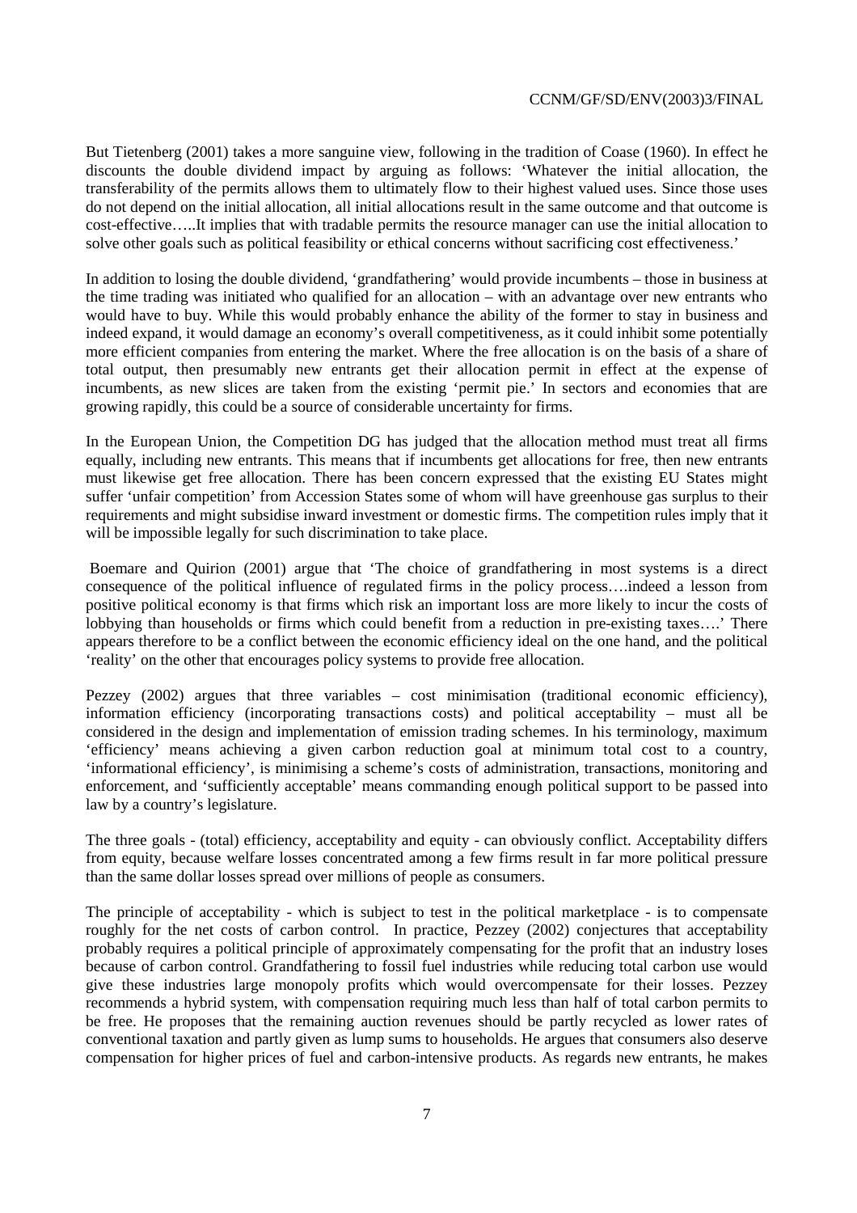But Tietenberg (2001) takes a more sanguine view, following in the tradition of Coase (1960). In effect he discounts the double dividend impact by arguing as follows: 'Whatever the initial allocation, the transferability of the permits allows them to ultimately flow to their highest valued uses. Since those uses do not depend on the initial allocation, all initial allocations result in the same outcome and that outcome is cost-effective…..It implies that with tradable permits the resource manager can use the initial allocation to solve other goals such as political feasibility or ethical concerns without sacrificing cost effectiveness.'

In addition to losing the double dividend, 'grandfathering' would provide incumbents – those in business at the time trading was initiated who qualified for an allocation – with an advantage over new entrants who would have to buy. While this would probably enhance the ability of the former to stay in business and indeed expand, it would damage an economy's overall competitiveness, as it could inhibit some potentially more efficient companies from entering the market. Where the free allocation is on the basis of a share of total output, then presumably new entrants get their allocation permit in effect at the expense of incumbents, as new slices are taken from the existing 'permit pie.' In sectors and economies that are growing rapidly, this could be a source of considerable uncertainty for firms.

In the European Union, the Competition DG has judged that the allocation method must treat all firms equally, including new entrants. This means that if incumbents get allocations for free, then new entrants must likewise get free allocation. There has been concern expressed that the existing EU States might suffer 'unfair competition' from Accession States some of whom will have greenhouse gas surplus to their requirements and might subsidise inward investment or domestic firms. The competition rules imply that it will be impossible legally for such discrimination to take place.

Boemare and Quirion (2001) argue that 'The choice of grandfathering in most systems is a direct consequence of the political influence of regulated firms in the policy process….indeed a lesson from positive political economy is that firms which risk an important loss are more likely to incur the costs of lobbying than households or firms which could benefit from a reduction in pre-existing taxes….' There appears therefore to be a conflict between the economic efficiency ideal on the one hand, and the political 'reality' on the other that encourages policy systems to provide free allocation.

Pezzey (2002) argues that three variables – cost minimisation (traditional economic efficiency), information efficiency (incorporating transactions costs) and political acceptability – must all be considered in the design and implementation of emission trading schemes. In his terminology, maximum 'efficiency' means achieving a given carbon reduction goal at minimum total cost to a country, 'informational efficiency', is minimising a scheme's costs of administration, transactions, monitoring and enforcement, and 'sufficiently acceptable' means commanding enough political support to be passed into law by a country's legislature.

The three goals - (total) efficiency, acceptability and equity - can obviously conflict. Acceptability differs from equity, because welfare losses concentrated among a few firms result in far more political pressure than the same dollar losses spread over millions of people as consumers.

The principle of acceptability - which is subject to test in the political marketplace - is to compensate roughly for the net costs of carbon control. In practice, Pezzey (2002) conjectures that acceptability probably requires a political principle of approximately compensating for the profit that an industry loses because of carbon control. Grandfathering to fossil fuel industries while reducing total carbon use would give these industries large monopoly profits which would overcompensate for their losses. Pezzey recommends a hybrid system, with compensation requiring much less than half of total carbon permits to be free. He proposes that the remaining auction revenues should be partly recycled as lower rates of conventional taxation and partly given as lump sums to households. He argues that consumers also deserve compensation for higher prices of fuel and carbon-intensive products. As regards new entrants, he makes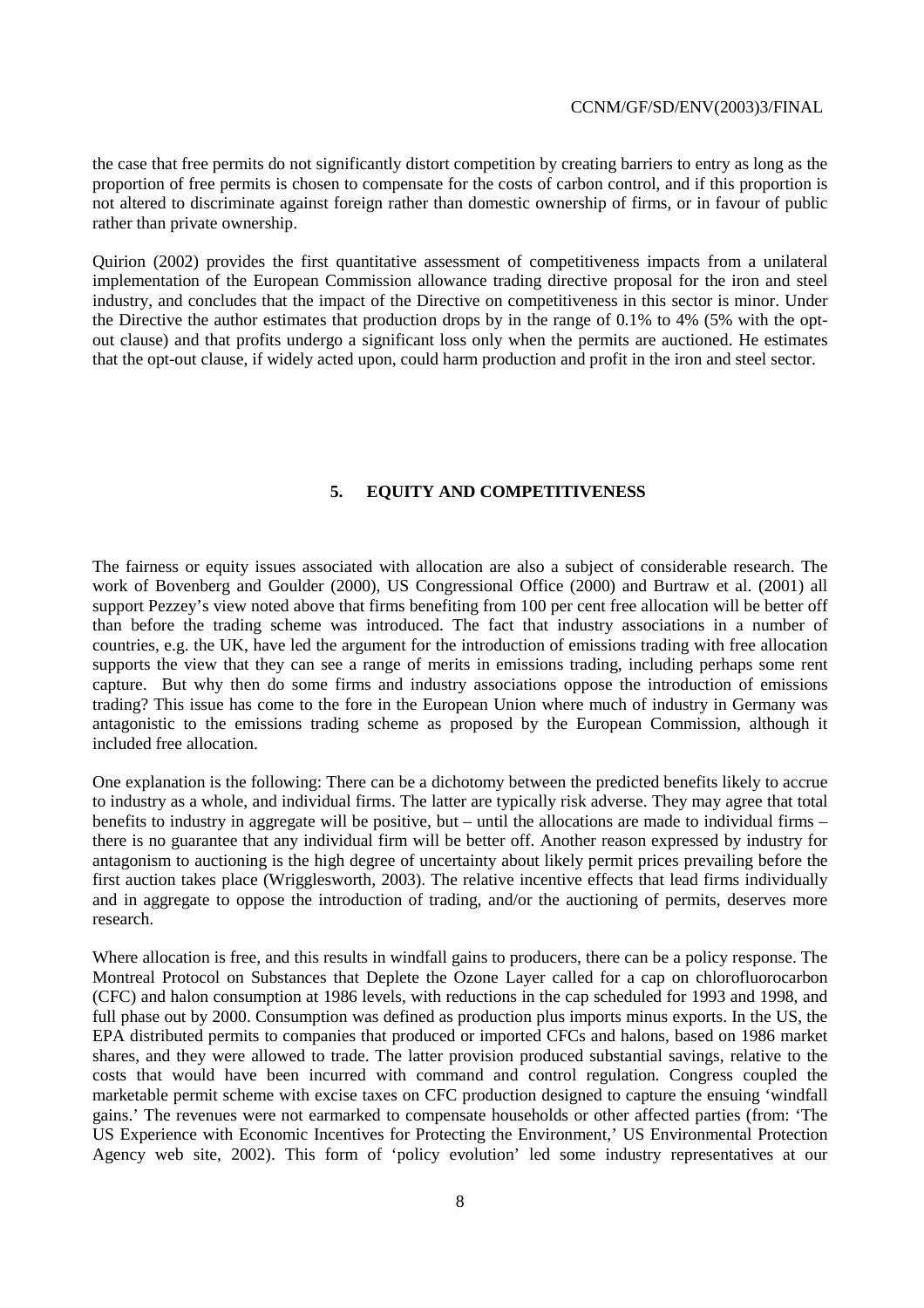the case that free permits do not significantly distort competition by creating barriers to entry as long as the proportion of free permits is chosen to compensate for the costs of carbon control, and if this proportion is not altered to discriminate against foreign rather than domestic ownership of firms, or in favour of public rather than private ownership.

Quirion (2002) provides the first quantitative assessment of competitiveness impacts from a unilateral implementation of the European Commission allowance trading directive proposal for the iron and steel industry, and concludes that the impact of the Directive on competitiveness in this sector is minor. Under the Directive the author estimates that production drops by in the range of 0.1% to 4% (5% with the opt-out clause) and that profits undergo a significant loss only when the permits are auctioned. He estimates that the opt-out clause, if widely acted upon, could harm production and profit in the iron and steel sector.

## 5. EQUITY AND COMPETITIVENESS

The fairness or equity issues associated with allocation are also a subject of considerable research. The work of Bovenberg and Goulder (2000), US Congressional Office (2000) and Burtraw et al. (2001) all support Pezzey's view noted above that firms benefiting from 100 per cent free allocation will be better off than before the trading scheme was introduced. The fact that industry associations in a number of countries, e.g. the UK, have led the argument for the introduction of emissions trading with free allocation supports the view that they can see a range of merits in emissions trading, including perhaps some rent capture. But why then do some firms and industry associations oppose the introduction of emissions trading? This issue has come to the fore in the European Union where much of industry in Germany was antagonistic to the emissions trading scheme as proposed by the European Commission, although it included free allocation.

One explanation is the following: There can be a dichotomy between the predicted benefits likely to accrue to industry as a whole, and individual firms. The latter are typically risk adverse. They may agree that total benefits to industry in aggregate will be positive, but – until the allocations are made to individual firms – there is no guarantee that any individual firm will be better off. Another reason expressed by industry for antagonism to auctioning is the high degree of uncertainty about likely permit prices prevailing before the first auction takes place (Wrigglesworth, 2003). The relative incentive effects that lead firms individually and in aggregate to oppose the introduction of trading, and/or the auctioning of permits, deserves more research.

Where allocation is free, and this results in windfall gains to producers, there can be a policy response. The Montreal Protocol on Substances that Deplete the Ozone Layer called for a cap on chlorofluorocarbon (CFC) and halon consumption at 1986 levels, with reductions in the cap scheduled for 1993 and 1998, and full phase out by 2000. Consumption was defined as production plus imports minus exports. In the US, the EPA distributed permits to companies that produced or imported CFCs and halons, based on 1986 market shares, and they were allowed to trade. The latter provision produced substantial savings, relative to the costs that would have been incurred with command and control regulation. Congress coupled the marketable permit scheme with excise taxes on CFC production designed to capture the ensuing 'windfall gains.' The revenues were not earmarked to compensate households or other affected parties (from: 'The US Experience with Economic Incentives for Protecting the Environment,' US Environmental Protection Agency web site, 2002). This form of 'policy evolution' led some industry representatives at our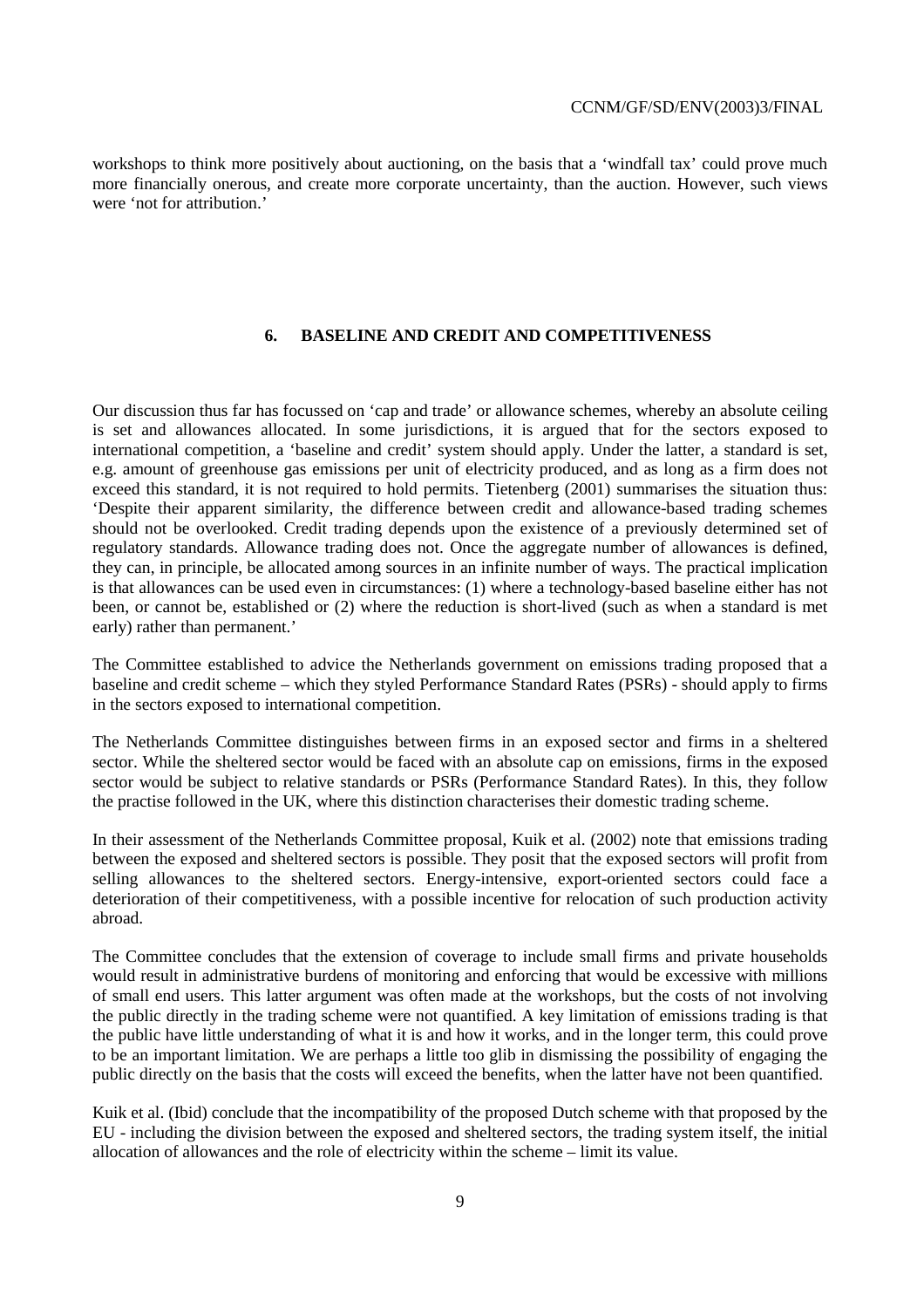workshops to think more positively about auctioning, on the basis that a 'windfall tax' could prove much more financially onerous, and create more corporate uncertainty, than the auction. However, such views were 'not for attribution.'

## 6. BASELINE AND CREDIT AND COMPETITIVENESS

Our discussion thus far has focussed on 'cap and trade' or allowance schemes, whereby an absolute ceiling is set and allowances allocated. In some jurisdictions, it is argued that for the sectors exposed to international competition, a 'baseline and credit' system should apply. Under the latter, a standard is set, e.g. amount of greenhouse gas emissions per unit of electricity produced, and as long as a firm does not exceed this standard, it is not required to hold permits. Tietenberg (2001) summarises the situation thus: 'Despite their apparent similarity, the difference between credit and allowance-based trading schemes should not be overlooked. Credit trading depends upon the existence of a previously determined set of regulatory standards. Allowance trading does not. Once the aggregate number of allowances is defined, they can, in principle, be allocated among sources in an infinite number of ways. The practical implication is that allowances can be used even in circumstances: (1) where a technology-based baseline either has not been, or cannot be, established or (2) where the reduction is short-lived (such as when a standard is met early) rather than permanent.'

The Committee established to advice the Netherlands government on emissions trading proposed that a baseline and credit scheme – which they styled Performance Standard Rates (PSRs) - should apply to firms in the sectors exposed to international competition.

The Netherlands Committee distinguishes between firms in an exposed sector and firms in a sheltered sector. While the sheltered sector would be faced with an absolute cap on emissions, firms in the exposed sector would be subject to relative standards or PSRs (Performance Standard Rates). In this, they follow the practise followed in the UK, where this distinction characterises their domestic trading scheme.

In their assessment of the Netherlands Committee proposal, Kuik et al. (2002) note that emissions trading between the exposed and sheltered sectors is possible. They posit that the exposed sectors will profit from selling allowances to the sheltered sectors. Energy-intensive, export-oriented sectors could face a deterioration of their competitiveness, with a possible incentive for relocation of such production activity abroad.

The Committee concludes that the extension of coverage to include small firms and private households would result in administrative burdens of monitoring and enforcing that would be excessive with millions of small end users. This latter argument was often made at the workshops, but the costs of not involving the public directly in the trading scheme were not quantified. A key limitation of emissions trading is that the public have little understanding of what it is and how it works, and in the longer term, this could prove to be an important limitation. We are perhaps a little too glib in dismissing the possibility of engaging the public directly on the basis that the costs will exceed the benefits, when the latter have not been quantified.

Kuik et al. (Ibid) conclude that the incompatibility of the proposed Dutch scheme with that proposed by the EU - including the division between the exposed and sheltered sectors, the trading system itself, the initial allocation of allowances and the role of electricity within the scheme – limit its value.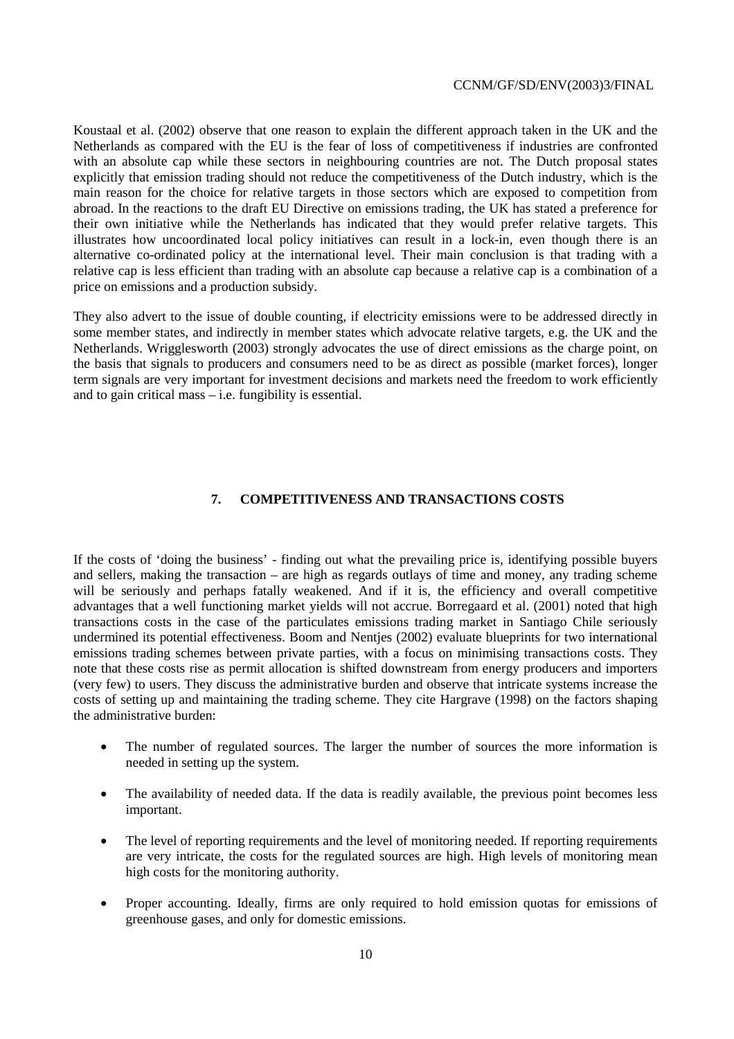Koustaal et al. (2002) observe that one reason to explain the different approach taken in the UK and the Netherlands as compared with the EU is the fear of loss of competitiveness if industries are confronted with an absolute cap while these sectors in neighbouring countries are not. The Dutch proposal states explicitly that emission trading should not reduce the competitiveness of the Dutch industry, which is the main reason for the choice for relative targets in those sectors which are exposed to competition from abroad. In the reactions to the draft EU Directive on emissions trading, the UK has stated a preference for their own initiative while the Netherlands has indicated that they would prefer relative targets. This illustrates how uncoordinated local policy initiatives can result in a lock-in, even though there is an alternative co-ordinated policy at the international level. Their main conclusion is that trading with a relative cap is less efficient than trading with an absolute cap because a relative cap is a combination of a price on emissions and a production subsidy.

They also advert to the issue of double counting, if electricity emissions were to be addressed directly in some member states, and indirectly in member states which advocate relative targets, e.g. the UK and the Netherlands. Wrigglesworth (2003) strongly advocates the use of direct emissions as the charge point, on the basis that signals to producers and consumers need to be as direct as possible (market forces), longer term signals are very important for investment decisions and markets need the freedom to work efficiently and to gain critical mass – i.e. fungibility is essential.

## 7. COMPETITIVENESS AND TRANSACTIONS COSTS

If the costs of 'doing the business' - finding out what the prevailing price is, identifying possible buyers and sellers, making the transaction – are high as regards outlays of time and money, any trading scheme will be seriously and perhaps fatally weakened. And if it is, the efficiency and overall competitive advantages that a well functioning market yields will not accrue. Borregaard et al. (2001) noted that high transactions costs in the case of the particulates emissions trading market in Santiago Chile seriously undermined its potential effectiveness. Boom and Nentjes (2002) evaluate blueprints for two international emissions trading schemes between private parties, with a focus on minimising transactions costs. They note that these costs rise as permit allocation is shifted downstream from energy producers and importers (very few) to users. They discuss the administrative burden and observe that intricate systems increase the costs of setting up and maintaining the trading scheme. They cite Hargrave (1998) on the factors shaping the administrative burden:

- The number of regulated sources. The larger the number of sources the more information is needed in setting up the system.
- The availability of needed data. If the data is readily available, the previous point becomes less important.
- The level of reporting requirements and the level of monitoring needed. If reporting requirements are very intricate, the costs for the regulated sources are high. High levels of monitoring mean high costs for the monitoring authority.
- Proper accounting. Ideally, firms are only required to hold emission quotas for emissions of greenhouse gases, and only for domestic emissions.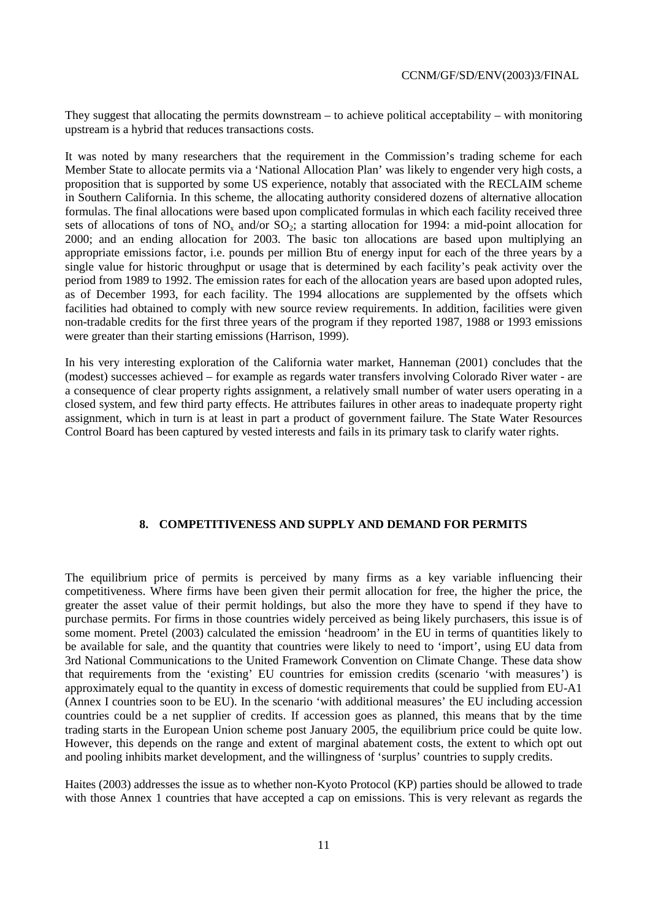They suggest that allocating the permits downstream – to achieve political acceptability – with monitoring upstream is a hybrid that reduces transactions costs.

It was noted by many researchers that the requirement in the Commission's trading scheme for each Member State to allocate permits via a 'National Allocation Plan' was likely to engender very high costs, a proposition that is supported by some US experience, notably that associated with the RECLAIM scheme in Southern California. In this scheme, the allocating authority considered dozens of alternative allocation formulas. The final allocations were based upon complicated formulas in which each facility received three sets of allocations of tons of $NO_x$ and/or $SO_2$; a starting allocation for 1994: a mid-point allocation for 2000; and an ending allocation for 2003. The basic ton allocations are based upon multiplying an appropriate emissions factor, i.e. pounds per million Btu of energy input for each of the three years by a single value for historic throughput or usage that is determined by each facility's peak activity over the period from 1989 to 1992. The emission rates for each of the allocation years are based upon adopted rules, as of December 1993, for each facility. The 1994 allocations are supplemented by the offsets which facilities had obtained to comply with new source review requirements. In addition, facilities were given non-tradable credits for the first three years of the program if they reported 1987, 1988 or 1993 emissions were greater than their starting emissions (Harrison, 1999).

In his very interesting exploration of the California water market, Hanneman (2001) concludes that the (modest) successes achieved – for example as regards water transfers involving Colorado River water - are a consequence of clear property rights assignment, a relatively small number of water users operating in a closed system, and few third party effects. He attributes failures in other areas to inadequate property right assignment, which in turn is at least in part a product of government failure. The State Water Resources Control Board has been captured by vested interests and fails in its primary task to clarify water rights.

## 8. COMPETITIVENESS AND SUPPLY AND DEMAND FOR PERMITS

The equilibrium price of permits is perceived by many firms as a key variable influencing their competitiveness. Where firms have been given their permit allocation for free, the higher the price, the greater the asset value of their permit holdings, but also the more they have to spend if they have to purchase permits. For firms in those countries widely perceived as being likely purchasers, this issue is of some moment. Pretel (2003) calculated the emission 'headroom' in the EU in terms of quantities likely to be available for sale, and the quantity that countries were likely to need to 'import', using EU data from 3rd National Communications to the United Framework Convention on Climate Change. These data show that requirements from the 'existing' EU countries for emission credits (scenario 'with measures') is approximately equal to the quantity in excess of domestic requirements that could be supplied from EU-A1 (Annex I countries soon to be EU). In the scenario 'with additional measures' the EU including accession countries could be a net supplier of credits. If accession goes as planned, this means that by the time trading starts in the European Union scheme post January 2005, the equilibrium price could be quite low. However, this depends on the range and extent of marginal abatement costs, the extent to which opt out and pooling inhibits market development, and the willingness of 'surplus' countries to supply credits.

Haites (2003) addresses the issue as to whether non-Kyoto Protocol (KP) parties should be allowed to trade with those Annex 1 countries that have accepted a cap on emissions. This is very relevant as regards the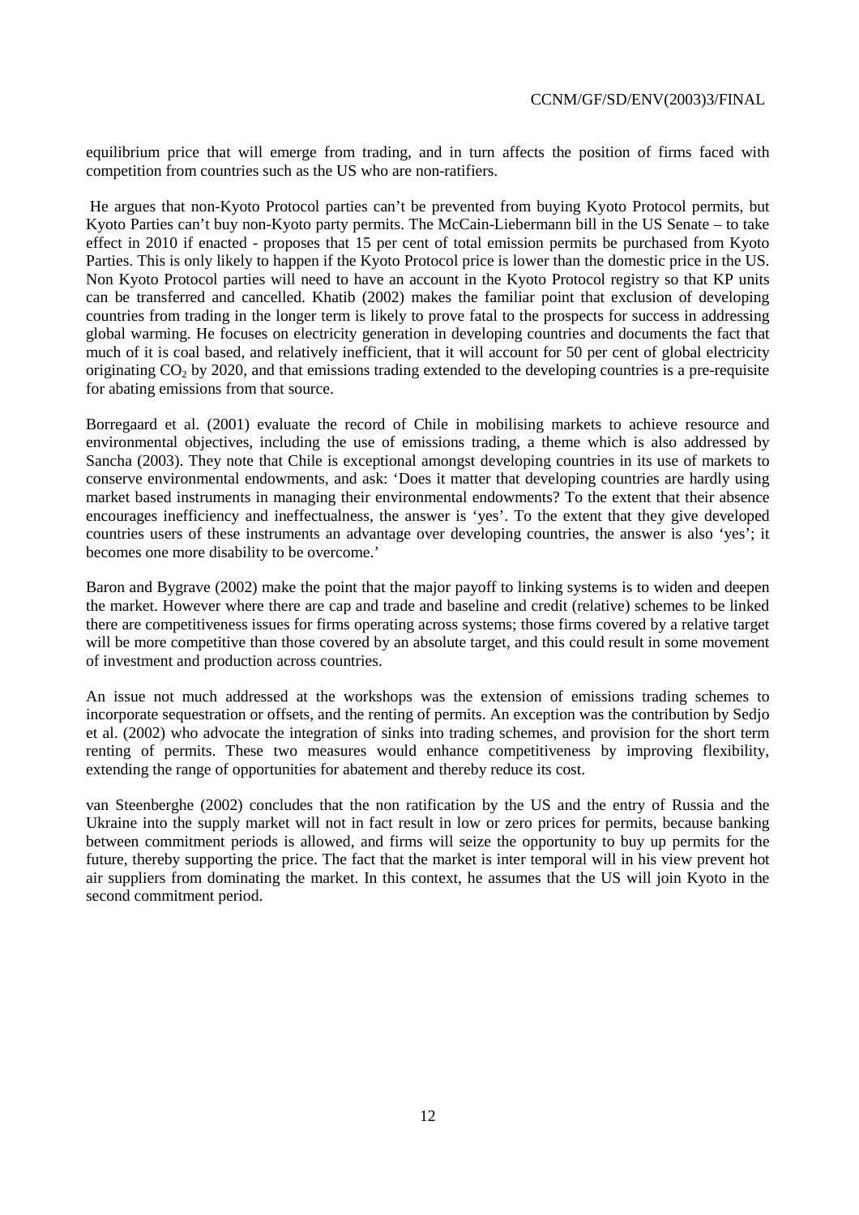equilibrium price that will emerge from trading, and in turn affects the position of firms faced with competition from countries such as the US who are non-ratifiers.

He argues that non-Kyoto Protocol parties can't be prevented from buying Kyoto Protocol permits, but Kyoto Parties can't buy non-Kyoto party permits. The McCain-Liebermann bill in the US Senate – to take effect in 2010 if enacted - proposes that 15 per cent of total emission permits be purchased from Kyoto Parties. This is only likely to happen if the Kyoto Protocol price is lower than the domestic price in the US. Non Kyoto Protocol parties will need to have an account in the Kyoto Protocol registry so that KP units can be transferred and cancelled. Khatib (2002) makes the familiar point that exclusion of developing countries from trading in the longer term is likely to prove fatal to the prospects for success in addressing global warming. He focuses on electricity generation in developing countries and documents the fact that much of it is coal based, and relatively inefficient, that it will account for 50 per cent of global electricity originating $CO_2$ by 2020, and that emissions trading extended to the developing countries is a pre-requisite for abating emissions from that source.

Borregaard et al. (2001) evaluate the record of Chile in mobilising markets to achieve resource and environmental objectives, including the use of emissions trading, a theme which is also addressed by Sancha (2003). They note that Chile is exceptional amongst developing countries in its use of markets to conserve environmental endowments, and ask: 'Does it matter that developing countries are hardly using market based instruments in managing their environmental endowments? To the extent that their absence encourages inefficiency and ineffectualness, the answer is 'yes'. To the extent that they give developed countries users of these instruments an advantage over developing countries, the answer is also 'yes'; it becomes one more disability to be overcome.'

Baron and Bygrave (2002) make the point that the major payoff to linking systems is to widen and deepen the market. However where there are cap and trade and baseline and credit (relative) schemes to be linked there are competitiveness issues for firms operating across systems; those firms covered by a relative target will be more competitive than those covered by an absolute target, and this could result in some movement of investment and production across countries.

An issue not much addressed at the workshops was the extension of emissions trading schemes to incorporate sequestration or offsets, and the renting of permits. An exception was the contribution by Sedjo et al. (2002) who advocate the integration of sinks into trading schemes, and provision for the short term renting of permits. These two measures would enhance competitiveness by improving flexibility, extending the range of opportunities for abatement and thereby reduce its cost.

van Steenberghe (2002) concludes that the non ratification by the US and the entry of Russia and the Ukraine into the supply market will not in fact result in low or zero prices for permits, because banking between commitment periods is allowed, and firms will seize the opportunity to buy up permits for the future, thereby supporting the price. The fact that the market is inter temporal will in his view prevent hot air suppliers from dominating the market. In this context, he assumes that the US will join Kyoto in the second commitment period.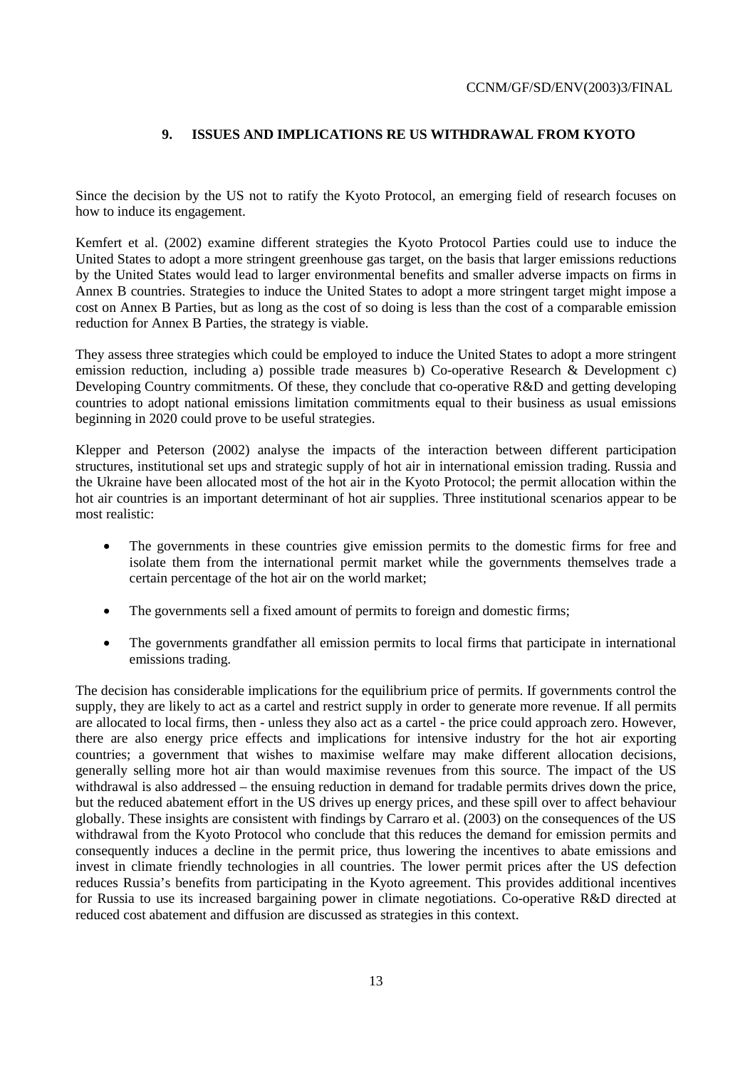## 9. ISSUES AND IMPLICATIONS RE US WITHDRAWAL FROM KYOTO

Since the decision by the US not to ratify the Kyoto Protocol, an emerging field of research focuses on how to induce its engagement.

Kemfert et al. (2002) examine different strategies the Kyoto Protocol Parties could use to induce the United States to adopt a more stringent greenhouse gas target, on the basis that larger emissions reductions by the United States would lead to larger environmental benefits and smaller adverse impacts on firms in Annex B countries. Strategies to induce the United States to adopt a more stringent target might impose a cost on Annex B Parties, but as long as the cost of so doing is less than the cost of a comparable emission reduction for Annex B Parties, the strategy is viable.

They assess three strategies which could be employed to induce the United States to adopt a more stringent emission reduction, including a) possible trade measures b) Co-operative Research & Development c) Developing Country commitments. Of these, they conclude that co-operative R&D and getting developing countries to adopt national emissions limitation commitments equal to their business as usual emissions beginning in 2020 could prove to be useful strategies.

Klepper and Peterson (2002) analyse the impacts of the interaction between different participation structures, institutional set ups and strategic supply of hot air in international emission trading. Russia and the Ukraine have been allocated most of the hot air in the Kyoto Protocol; the permit allocation within the hot air countries is an important determinant of hot air supplies. Three institutional scenarios appear to be most realistic:

- The governments in these countries give emission permits to the domestic firms for free and isolate them from the international permit market while the governments themselves trade a certain percentage of the hot air on the world market;
- The governments sell a fixed amount of permits to foreign and domestic firms;
- The governments grandfather all emission permits to local firms that participate in international emissions trading.

The decision has considerable implications for the equilibrium price of permits. If governments control the supply, they are likely to act as a cartel and restrict supply in order to generate more revenue. If all permits are allocated to local firms, then - unless they also act as a cartel - the price could approach zero. However, there are also energy price effects and implications for intensive industry for the hot air exporting countries; a government that wishes to maximise welfare may make different allocation decisions, generally selling more hot air than would maximise revenues from this source. The impact of the US withdrawal is also addressed – the ensuing reduction in demand for tradable permits drives down the price, but the reduced abatement effort in the US drives up energy prices, and these spill over to affect behaviour globally. These insights are consistent with findings by Carraro et al. (2003) on the consequences of the US withdrawal from the Kyoto Protocol who conclude that this reduces the demand for emission permits and consequently induces a decline in the permit price, thus lowering the incentives to abate emissions and invest in climate friendly technologies in all countries. The lower permit prices after the US defection reduces Russia's benefits from participating in the Kyoto agreement. This provides additional incentives for Russia to use its increased bargaining power in climate negotiations. Co-operative R&D directed at reduced cost abatement and diffusion are discussed as strategies in this context.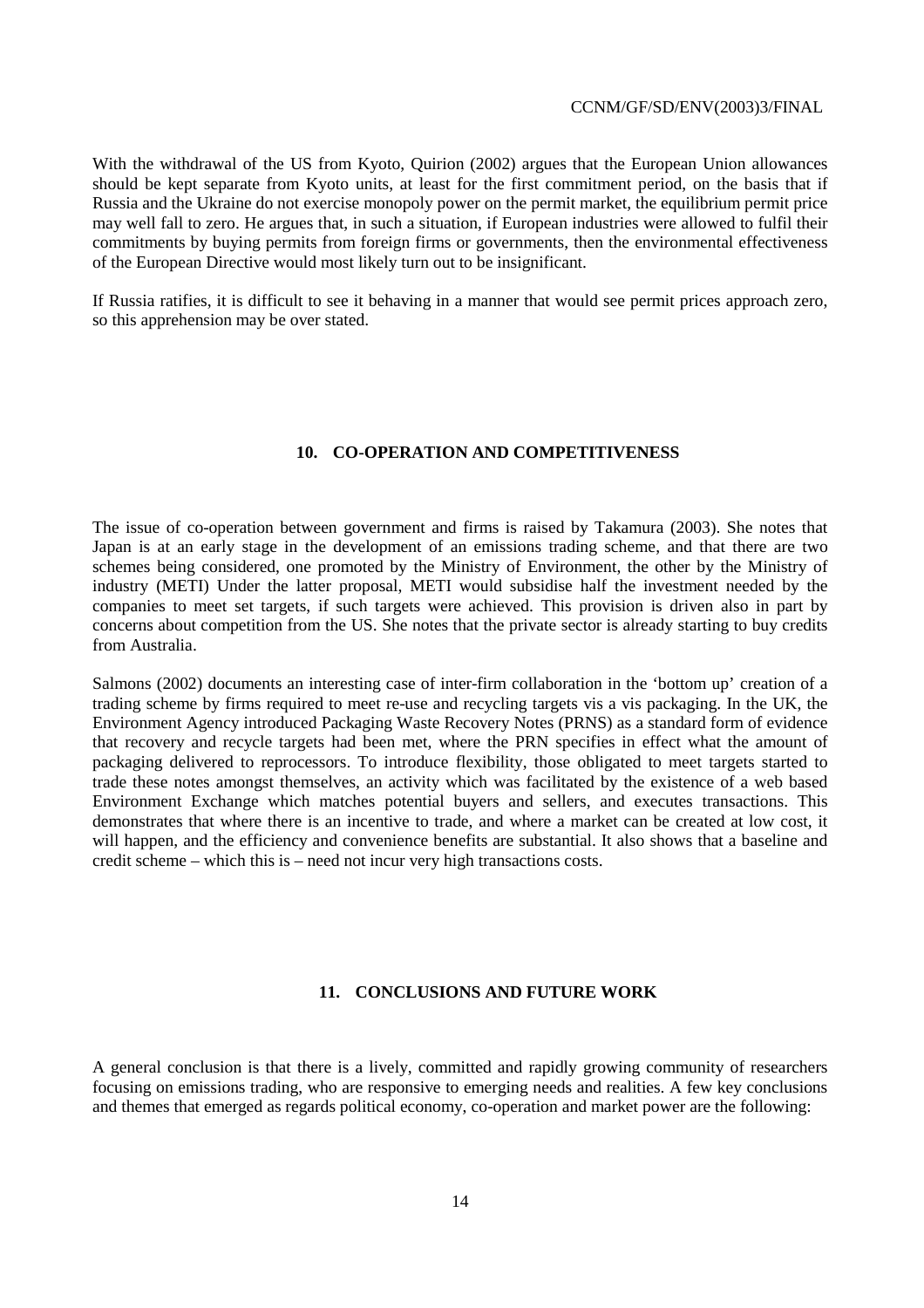With the withdrawal of the US from Kyoto, Quirion (2002) argues that the European Union allowances should be kept separate from Kyoto units, at least for the first commitment period, on the basis that if Russia and the Ukraine do not exercise monopoly power on the permit market, the equilibrium permit price may well fall to zero. He argues that, in such a situation, if European industries were allowed to fulfil their commitments by buying permits from foreign firms or governments, then the environmental effectiveness of the European Directive would most likely turn out to be insignificant.

If Russia ratifies, it is difficult to see it behaving in a manner that would see permit prices approach zero, so this apprehension may be over stated.

## 10. CO-OPERATION AND COMPETITIVENESS

The issue of co-operation between government and firms is raised by Takamura (2003). She notes that Japan is at an early stage in the development of an emissions trading scheme, and that there are two schemes being considered, one promoted by the Ministry of Environment, the other by the Ministry of industry (METI) Under the latter proposal, METI would subsidise half the investment needed by the companies to meet set targets, if such targets were achieved. This provision is driven also in part by concerns about competition from the US. She notes that the private sector is already starting to buy credits from Australia.

Salmons (2002) documents an interesting case of inter-firm collaboration in the 'bottom up' creation of a trading scheme by firms required to meet re-use and recycling targets vis a vis packaging. In the UK, the Environment Agency introduced Packaging Waste Recovery Notes (PRNS) as a standard form of evidence that recovery and recycle targets had been met, where the PRN specifies in effect what the amount of packaging delivered to reprocessors. To introduce flexibility, those obligated to meet targets started to trade these notes amongst themselves, an activity which was facilitated by the existence of a web based Environment Exchange which matches potential buyers and sellers, and executes transactions. This demonstrates that where there is an incentive to trade, and where a market can be created at low cost, it will happen, and the efficiency and convenience benefits are substantial. It also shows that a baseline and credit scheme – which this is – need not incur very high transactions costs.

## 11. CONCLUSIONS AND FUTURE WORK

A general conclusion is that there is a lively, committed and rapidly growing community of researchers focusing on emissions trading, who are responsive to emerging needs and realities. A few key conclusions and themes that emerged as regards political economy, co-operation and market power are the following: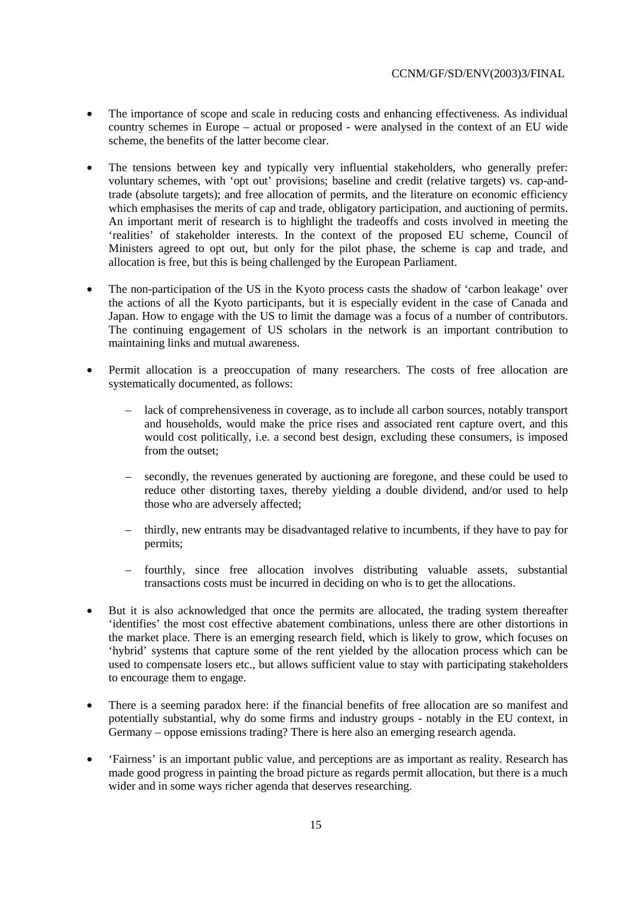- The importance of scope and scale in reducing costs and enhancing effectiveness. As individual country schemes in Europe – actual or proposed - were analysed in the context of an EU wide scheme, the benefits of the latter become clear.

- The tensions between key and typically very influential stakeholders, who generally prefer: voluntary schemes, with 'opt out' provisions; baseline and credit (relative targets) vs. cap-and-trade (absolute targets); and free allocation of permits, and the literature on economic efficiency which emphasises the merits of cap and trade, obligatory participation, and auctioning of permits. An important merit of research is to highlight the tradeoffs and costs involved in meeting the 'realities' of stakeholder interests. In the context of the proposed EU scheme, Council of Ministers agreed to opt out, but only for the pilot phase, the scheme is cap and trade, and allocation is free, but this is being challenged by the European Parliament.

- The non-participation of the US in the Kyoto process casts the shadow of 'carbon leakage' over the actions of all the Kyoto participants, but it is especially evident in the case of Canada and Japan. How to engage with the US to limit the damage was a focus of a number of contributors. The continuing engagement of US scholars in the network is an important contribution to maintaining links and mutual awareness.

- Permit allocation is a preoccupation of many researchers. The costs of free allocation are systematically documented, as follows:

  – lack of comprehensiveness in coverage, as to include all carbon sources, notably transport and households, would make the price rises and associated rent capture overt, and this would cost politically, i.e. a second best design, excluding these consumers, is imposed from the outset;

  – secondly, the revenues generated by auctioning are foregone, and these could be used to reduce other distorting taxes, thereby yielding a double dividend, and/or used to help those who are adversely affected;

  – thirdly, new entrants may be disadvantaged relative to incumbents, if they have to pay for permits;

  – fourthly, since free allocation involves distributing valuable assets, substantial transactions costs must be incurred in deciding on who is to get the allocations.

- But it is also acknowledged that once the permits are allocated, the trading system thereafter 'identifies' the most cost effective abatement combinations, unless there are other distortions in the market place. There is an emerging research field, which is likely to grow, which focuses on 'hybrid' systems that capture some of the rent yielded by the allocation process which can be used to compensate losers etc., but allows sufficient value to stay with participating stakeholders to encourage them to engage.

- There is a seeming paradox here: if the financial benefits of free allocation are so manifest and potentially substantial, why do some firms and industry groups - notably in the EU context, in Germany – oppose emissions trading? There is here also an emerging research agenda.

- 'Fairness' is an important public value, and perceptions are as important as reality. Research has made good progress in painting the broad picture as regards permit allocation, but there is a much wider and in some ways richer agenda that deserves researching.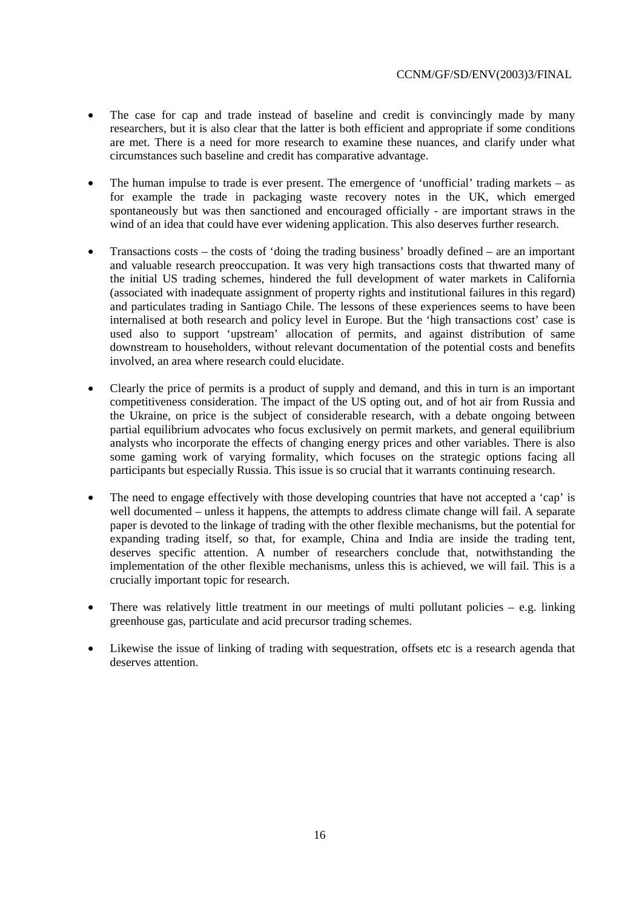- The case for cap and trade instead of baseline and credit is convincingly made by many researchers, but it is also clear that the latter is both efficient and appropriate if some conditions are met. There is a need for more research to examine these nuances, and clarify under what circumstances such baseline and credit has comparative advantage.

- The human impulse to trade is ever present. The emergence of 'unofficial' trading markets – as for example the trade in packaging waste recovery notes in the UK, which emerged spontaneously but was then sanctioned and encouraged officially - are important straws in the wind of an idea that could have ever widening application. This also deserves further research.

- Transactions costs – the costs of 'doing the trading business' broadly defined – are an important and valuable research preoccupation. It was very high transactions costs that thwarted many of the initial US trading schemes, hindered the full development of water markets in California (associated with inadequate assignment of property rights and institutional failures in this regard) and particulates trading in Santiago Chile. The lessons of these experiences seems to have been internalised at both research and policy level in Europe. But the 'high transactions cost' case is used also to support 'upstream' allocation of permits, and against distribution of same downstream to householders, without relevant documentation of the potential costs and benefits involved, an area where research could elucidate.

- Clearly the price of permits is a product of supply and demand, and this in turn is an important competitiveness consideration. The impact of the US opting out, and of hot air from Russia and the Ukraine, on price is the subject of considerable research, with a debate ongoing between partial equilibrium advocates who focus exclusively on permit markets, and general equilibrium analysts who incorporate the effects of changing energy prices and other variables. There is also some gaming work of varying formality, which focuses on the strategic options facing all participants but especially Russia. This issue is so crucial that it warrants continuing research.

- The need to engage effectively with those developing countries that have not accepted a 'cap' is well documented – unless it happens, the attempts to address climate change will fail. A separate paper is devoted to the linkage of trading with the other flexible mechanisms, but the potential for expanding trading itself, so that, for example, China and India are inside the trading tent, deserves specific attention. A number of researchers conclude that, notwithstanding the implementation of the other flexible mechanisms, unless this is achieved, we will fail. This is a crucially important topic for research.

- There was relatively little treatment in our meetings of multi pollutant policies – e.g. linking greenhouse gas, particulate and acid precursor trading schemes.

- Likewise the issue of linking of trading with sequestration, offsets etc is a research agenda that deserves attention.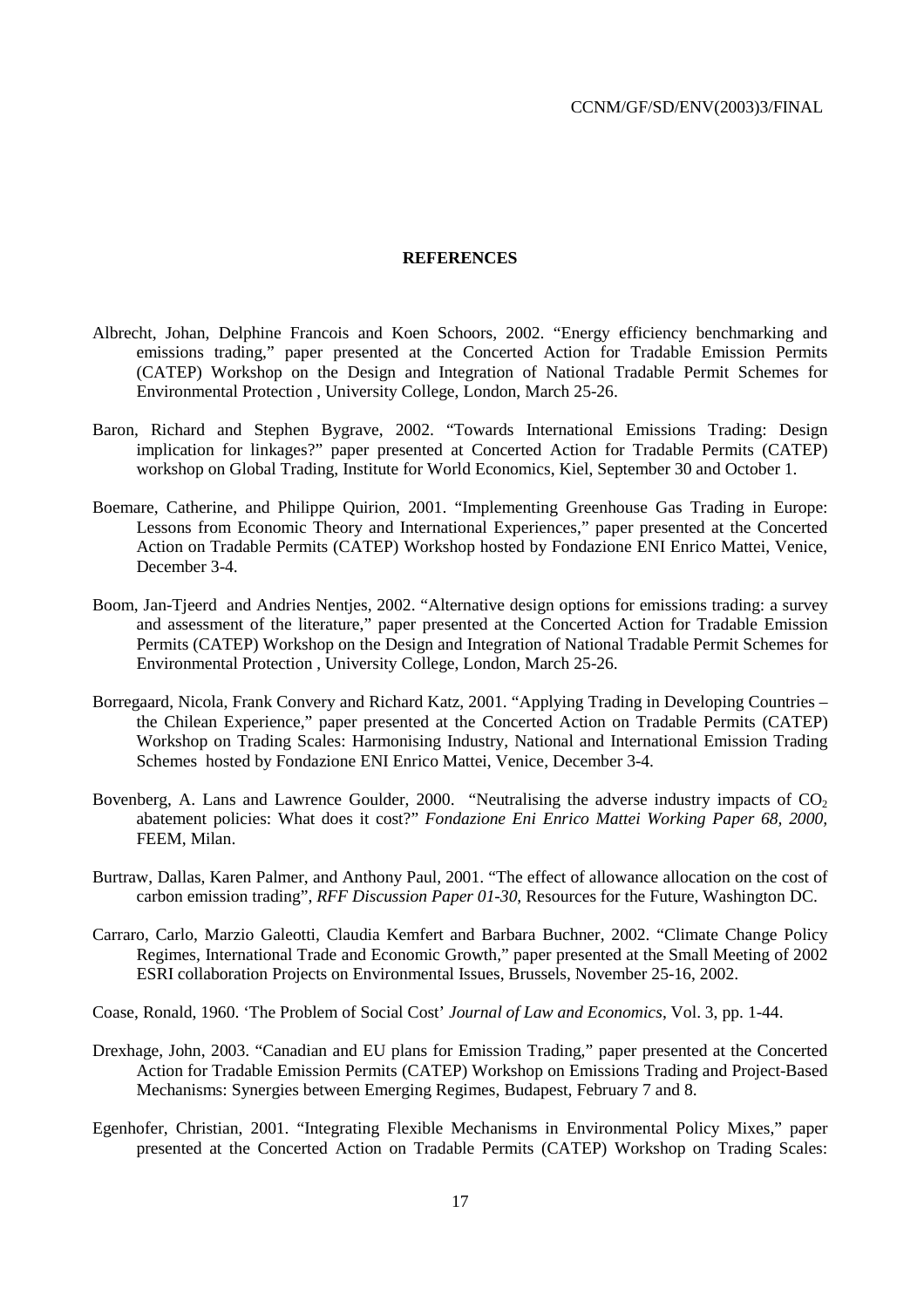**REFERENCES**

Albrecht, Johan, Delphine Francois and Koen Schoors, 2002. "Energy efficiency benchmarking and emissions trading," paper presented at the Concerted Action for Tradable Emission Permits (CATEP) Workshop on the Design and Integration of National Tradable Permit Schemes for Environmental Protection , University College, London, March 25-26.

Baron, Richard and Stephen Bygrave, 2002. "Towards International Emissions Trading: Design implication for linkages?" paper presented at Concerted Action for Tradable Permits (CATEP) workshop on Global Trading, Institute for World Economics, Kiel, September 30 and October 1.

Boemare, Catherine, and Philippe Quirion, 2001. "Implementing Greenhouse Gas Trading in Europe: Lessons from Economic Theory and International Experiences," paper presented at the Concerted Action on Tradable Permits (CATEP) Workshop hosted by Fondazione ENI Enrico Mattei, Venice, December 3-4.

Boom, Jan-Tjeerd and Andries Nentjes, 2002. "Alternative design options for emissions trading: a survey and assessment of the literature," paper presented at the Concerted Action for Tradable Emission Permits (CATEP) Workshop on the Design and Integration of National Tradable Permit Schemes for Environmental Protection , University College, London, March 25-26.

Borregaard, Nicola, Frank Convery and Richard Katz, 2001. "Applying Trading in Developing Countries – the Chilean Experience," paper presented at the Concerted Action on Tradable Permits (CATEP) Workshop on Trading Scales: Harmonising Industry, National and International Emission Trading Schemes hosted by Fondazione ENI Enrico Mattei, Venice, December 3-4.

Bovenberg, A. Lans and Lawrence Goulder, 2000. "Neutralising the adverse industry impacts of $CO_2$ abatement policies: What does it cost?" *Fondazione Eni Enrico Mattei Working Paper 68, 2000*, FEEM, Milan.

Burtraw, Dallas, Karen Palmer, and Anthony Paul, 2001. "The effect of allowance allocation on the cost of carbon emission trading", *RFF Discussion Paper 01-30*, Resources for the Future, Washington DC.

Carraro, Carlo, Marzio Galeotti, Claudia Kemfert and Barbara Buchner, 2002. "Climate Change Policy Regimes, International Trade and Economic Growth," paper presented at the Small Meeting of 2002 ESRI collaboration Projects on Environmental Issues, Brussels, November 25-16, 2002.

Coase, Ronald, 1960. 'The Problem of Social Cost' *Journal of Law and Economics*, Vol. 3, pp. 1-44.

Drexhage, John, 2003. "Canadian and EU plans for Emission Trading," paper presented at the Concerted Action for Tradable Emission Permits (CATEP) Workshop on Emissions Trading and Project-Based Mechanisms: Synergies between Emerging Regimes, Budapest, February 7 and 8.

Egenhofer, Christian, 2001. "Integrating Flexible Mechanisms in Environmental Policy Mixes," paper presented at the Concerted Action on Tradable Permits (CATEP) Workshop on Trading Scales: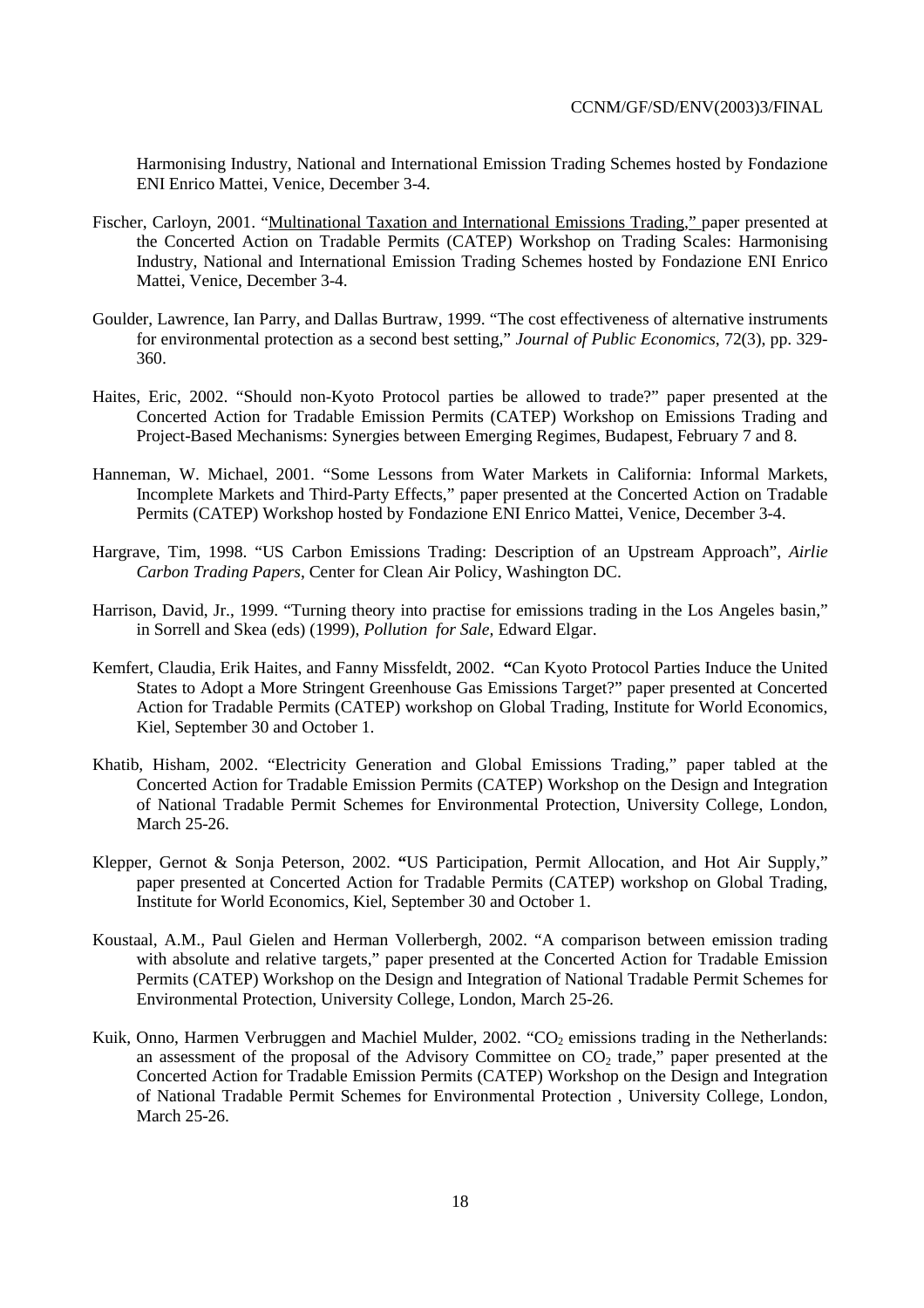Harmonising Industry, National and International Emission Trading Schemes hosted by Fondazione ENI Enrico Mattei, Venice, December 3-4.

Fischer, Carloyn, 2001. "Multinational Taxation and International Emissions Trading," paper presented at the Concerted Action on Tradable Permits (CATEP) Workshop on Trading Scales: Harmonising Industry, National and International Emission Trading Schemes hosted by Fondazione ENI Enrico Mattei, Venice, December 3-4.

Goulder, Lawrence, Ian Parry, and Dallas Burtraw, 1999. "The cost effectiveness of alternative instruments for environmental protection as a second best setting," *Journal of Public Economics*, 72(3), pp. 329-360.

Haites, Eric, 2002. "Should non-Kyoto Protocol parties be allowed to trade?" paper presented at the Concerted Action for Tradable Emission Permits (CATEP) Workshop on Emissions Trading and Project-Based Mechanisms: Synergies between Emerging Regimes, Budapest, February 7 and 8.

Hanneman, W. Michael, 2001. "Some Lessons from Water Markets in California: Informal Markets, Incomplete Markets and Third-Party Effects," paper presented at the Concerted Action on Tradable Permits (CATEP) Workshop hosted by Fondazione ENI Enrico Mattei, Venice, December 3-4.

Hargrave, Tim, 1998. "US Carbon Emissions Trading: Description of an Upstream Approach", *Airlie Carbon Trading Papers*, Center for Clean Air Policy, Washington DC.

Harrison, David, Jr., 1999. "Turning theory into practise for emissions trading in the Los Angeles basin," in Sorrell and Skea (eds) (1999), *Pollution for Sale*, Edward Elgar.

Kemfert, Claudia, Erik Haites, and Fanny Missfeldt, 2002. **"**Can Kyoto Protocol Parties Induce the United States to Adopt a More Stringent Greenhouse Gas Emissions Target?" paper presented at Concerted Action for Tradable Permits (CATEP) workshop on Global Trading, Institute for World Economics, Kiel, September 30 and October 1.

Khatib, Hisham, 2002. "Electricity Generation and Global Emissions Trading," paper tabled at the Concerted Action for Tradable Emission Permits (CATEP) Workshop on the Design and Integration of National Tradable Permit Schemes for Environmental Protection, University College, London, March 25-26.

Klepper, Gernot & Sonja Peterson, 2002. **"**US Participation, Permit Allocation, and Hot Air Supply," paper presented at Concerted Action for Tradable Permits (CATEP) workshop on Global Trading, Institute for World Economics, Kiel, September 30 and October 1.

Koustaal, A.M., Paul Gielen and Herman Vollerbergh, 2002. "A comparison between emission trading with absolute and relative targets," paper presented at the Concerted Action for Tradable Emission Permits (CATEP) Workshop on the Design and Integration of National Tradable Permit Schemes for Environmental Protection, University College, London, March 25-26.

Kuik, Onno, Harmen Verbruggen and Machiel Mulder, 2002. "$CO_2$ emissions trading in the Netherlands: an assessment of the proposal of the Advisory Committee on $CO_2$ trade," paper presented at the Concerted Action for Tradable Emission Permits (CATEP) Workshop on the Design and Integration of National Tradable Permit Schemes for Environmental Protection , University College, London, March 25-26.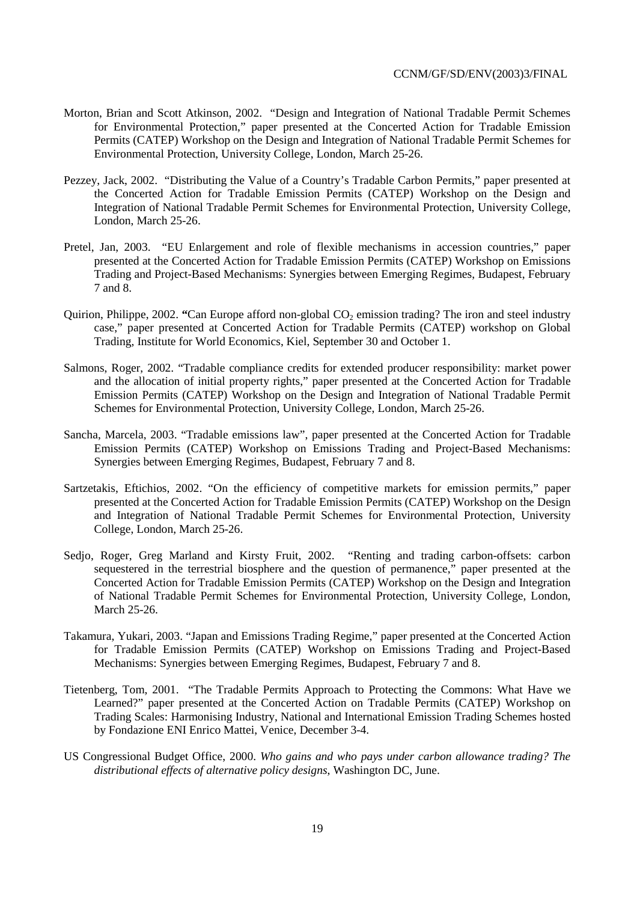Morton, Brian and Scott Atkinson, 2002. "Design and Integration of National Tradable Permit Schemes for Environmental Protection," paper presented at the Concerted Action for Tradable Emission Permits (CATEP) Workshop on the Design and Integration of National Tradable Permit Schemes for Environmental Protection, University College, London, March 25-26.

Pezzey, Jack, 2002. "Distributing the Value of a Country's Tradable Carbon Permits," paper presented at the Concerted Action for Tradable Emission Permits (CATEP) Workshop on the Design and Integration of National Tradable Permit Schemes for Environmental Protection, University College, London, March 25-26.

Pretel, Jan, 2003. "EU Enlargement and role of flexible mechanisms in accession countries," paper presented at the Concerted Action for Tradable Emission Permits (CATEP) Workshop on Emissions Trading and Project-Based Mechanisms: Synergies between Emerging Regimes, Budapest, February 7 and 8.

Quirion, Philippe, 2002. **"**Can Europe afford non-global $CO_2$ emission trading? The iron and steel industry case," paper presented at Concerted Action for Tradable Permits (CATEP) workshop on Global Trading, Institute for World Economics, Kiel, September 30 and October 1.

Salmons, Roger, 2002. "Tradable compliance credits for extended producer responsibility: market power and the allocation of initial property rights," paper presented at the Concerted Action for Tradable Emission Permits (CATEP) Workshop on the Design and Integration of National Tradable Permit Schemes for Environmental Protection, University College, London, March 25-26.

Sancha, Marcela, 2003. "Tradable emissions law", paper presented at the Concerted Action for Tradable Emission Permits (CATEP) Workshop on Emissions Trading and Project-Based Mechanisms: Synergies between Emerging Regimes, Budapest, February 7 and 8.

Sartzetakis, Eftichios, 2002. "On the efficiency of competitive markets for emission permits," paper presented at the Concerted Action for Tradable Emission Permits (CATEP) Workshop on the Design and Integration of National Tradable Permit Schemes for Environmental Protection, University College, London, March 25-26.

Sedjo, Roger, Greg Marland and Kirsty Fruit, 2002. "Renting and trading carbon-offsets: carbon sequestered in the terrestrial biosphere and the question of permanence," paper presented at the Concerted Action for Tradable Emission Permits (CATEP) Workshop on the Design and Integration of National Tradable Permit Schemes for Environmental Protection, University College, London, March 25-26.

Takamura, Yukari, 2003. "Japan and Emissions Trading Regime," paper presented at the Concerted Action for Tradable Emission Permits (CATEP) Workshop on Emissions Trading and Project-Based Mechanisms: Synergies between Emerging Regimes, Budapest, February 7 and 8.

Tietenberg, Tom, 2001. "The Tradable Permits Approach to Protecting the Commons: What Have we Learned?" paper presented at the Concerted Action on Tradable Permits (CATEP) Workshop on Trading Scales: Harmonising Industry, National and International Emission Trading Schemes hosted by Fondazione ENI Enrico Mattei, Venice, December 3-4.

US Congressional Budget Office, 2000. *Who gains and who pays under carbon allowance trading? The distributional effects of alternative policy designs*, Washington DC, June.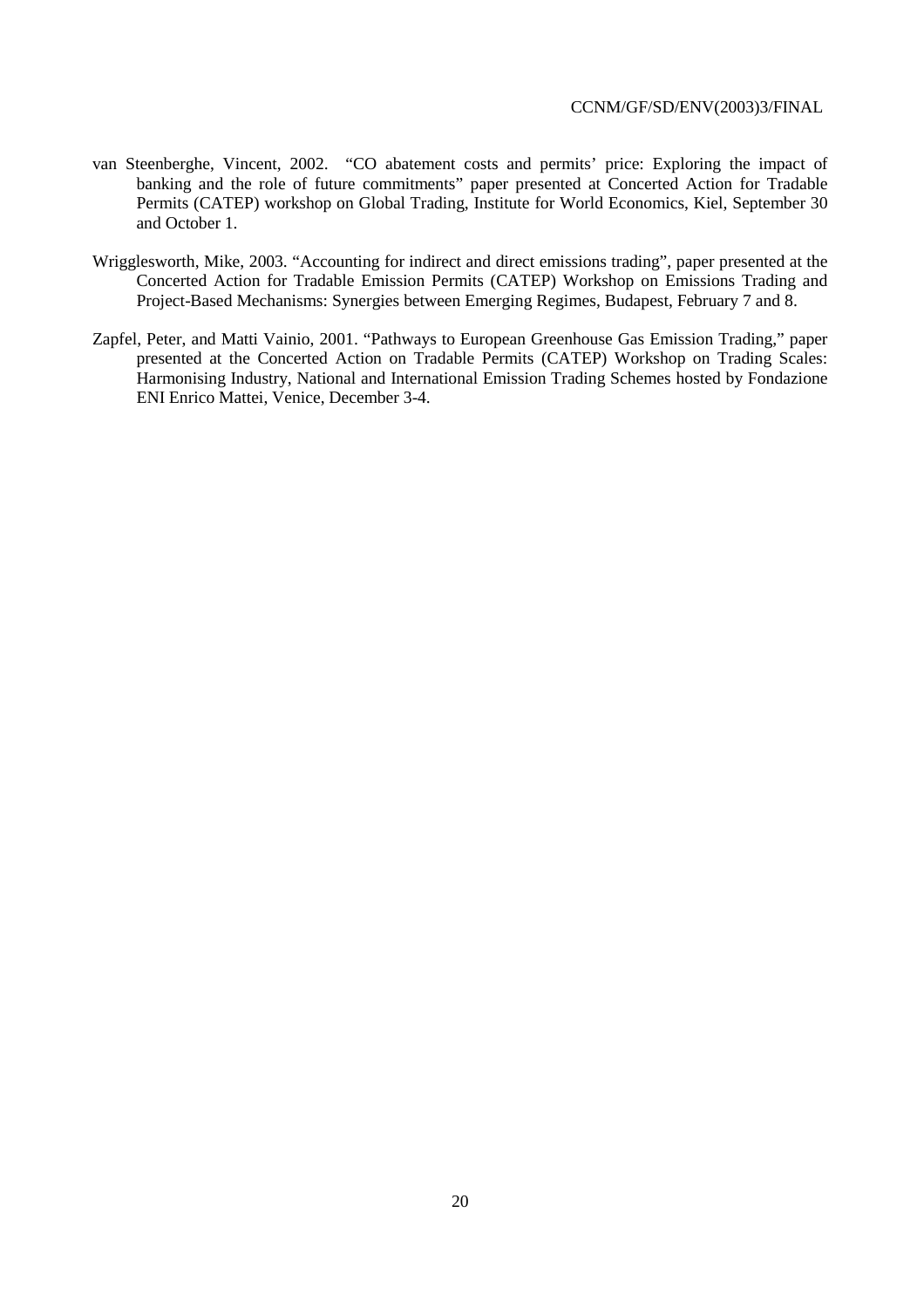van Steenberghe, Vincent, 2002. "CO abatement costs and permits' price: Exploring the impact of banking and the role of future commitments" paper presented at Concerted Action for Tradable Permits (CATEP) workshop on Global Trading, Institute for World Economics, Kiel, September 30 and October 1.

Wrigglesworth, Mike, 2003. "Accounting for indirect and direct emissions trading", paper presented at the Concerted Action for Tradable Emission Permits (CATEP) Workshop on Emissions Trading and Project-Based Mechanisms: Synergies between Emerging Regimes, Budapest, February 7 and 8.

Zapfel, Peter, and Matti Vainio, 2001. "Pathways to European Greenhouse Gas Emission Trading," paper presented at the Concerted Action on Tradable Permits (CATEP) Workshop on Trading Scales: Harmonising Industry, National and International Emission Trading Schemes hosted by Fondazione ENI Enrico Mattei, Venice, December 3-4.